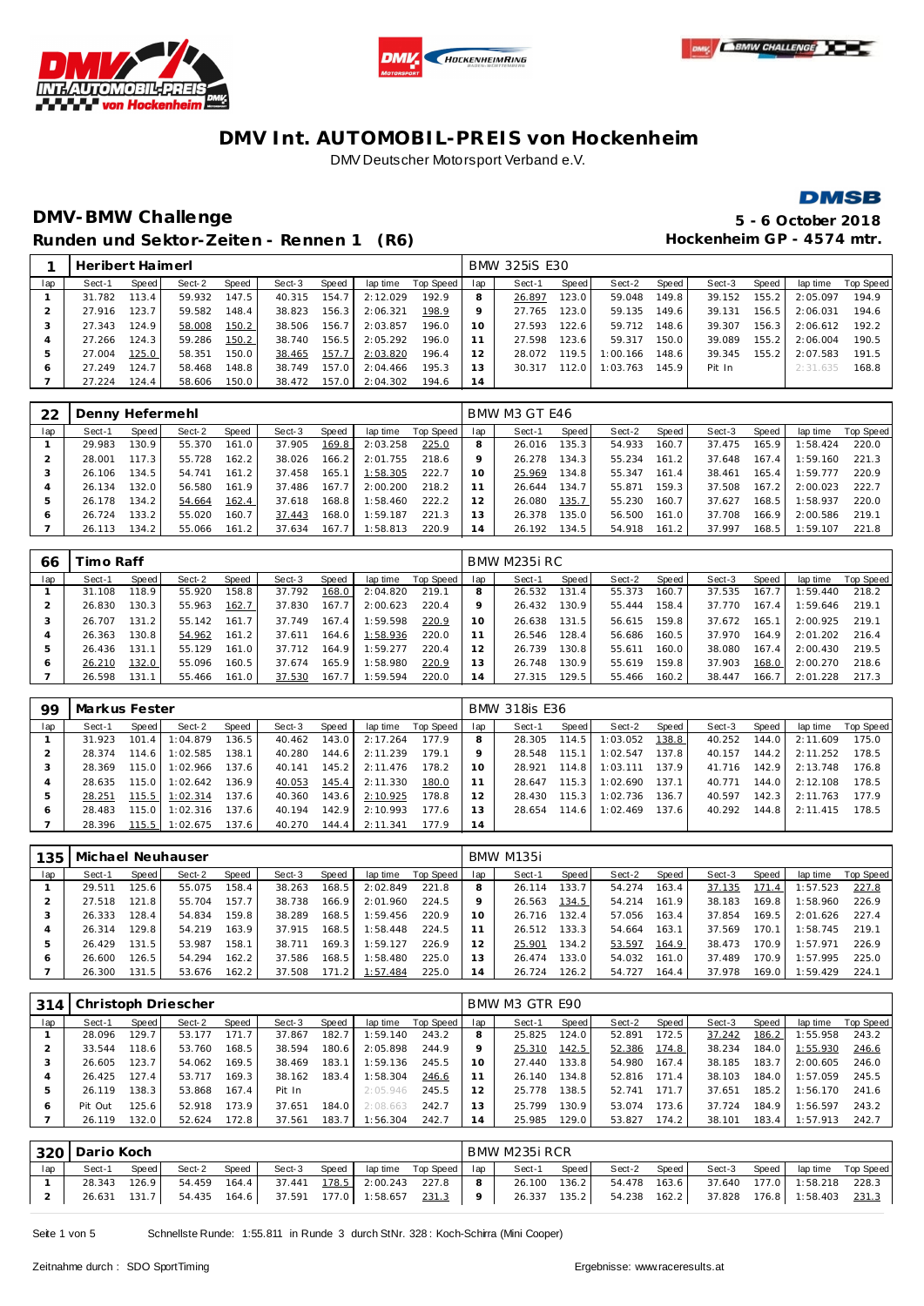# DMV Int. AUTOMOBIL-PREIS von Hockenheim

DMV Deutscher Motorsport Verband e.V.

## DMV-BMW Challenge

**Runden und Sektor-Zeiten - Rennen 1 (R6)**

**5 - 6 October 2018**
**Hockenheim GP - 4574 mtr.**

| 1 | Heribert Haimerl | | | | | | | | BMW 325iS E30 | | | | | | | | |
|---|---|---|---|---|---|---|---|---|---|---|---|---|---|---|---|---|---|
| lap | Sect-1 | Speed | Sect-2 | Speed | Sect-3 | Speed | lap time | Top Speed | lap | Sect-1 | Speed | Sect-2 | Speed | Sect-3 | Speed | lap time | Top Speed |
| 1 | 31.782 | 113.4 | 59.932 | 147.5 | 40.315 | 154.7 | 2:12.029 | 192.9 | 8 | 26.897 | 123.0 | 59.048 | 149.8 | 39.152 | 155.2 | 2:05.097 | 194.9 |
| 2 | 27.916 | 123.7 | 59.582 | 148.4 | 38.823 | 156.3 | 2:06.321 | 198.9 | 9 | 27.765 | 123.0 | 59.135 | 149.6 | 39.131 | 156.5 | 2:06.031 | 194.6 |
| 3 | 27.343 | 124.9 | 58.008 | 150.2 | 38.506 | 156.7 | 2:03.857 | 196.0 | 10 | 27.593 | 122.6 | 59.712 | 148.6 | 39.307 | 156.3 | 2:06.612 | 192.2 |
| 4 | 27.266 | 124.3 | 59.286 | 150.2 | 38.740 | 156.5 | 2:05.292 | 196.0 | 11 | 27.598 | 123.6 | 59.317 | 150.0 | 39.089 | 155.2 | 2:06.004 | 190.5 |
| 5 | 27.004 | 125.0 | 58.351 | 150.0 | 38.465 | 157.7 | 2:03.820 | 196.4 | 12 | 28.072 | 119.5 | 1:00.166 | 148.6 | 39.345 | 155.2 | 2:07.583 | 191.5 |
| 6 | 27.249 | 124.7 | 58.468 | 148.8 | 38.749 | 157.0 | 2:04.466 | 195.3 | 13 | 30.317 | 112.0 | 1:03.763 | 145.9 | Pit In | | 2:31.635 | 168.8 |
| 7 | 27.224 | 124.4 | 58.606 | 150.0 | 38.472 | 157.0 | 2:04.302 | 194.6 | 14 | | | | | | | | |

| 22 | Denny Hefermehl | | | | | | | | BMW M3 GT E46 | | | | | | | | |
|---|---|---|---|---|---|---|---|---|---|---|---|---|---|---|---|---|---|
| lap | Sect-1 | Speed | Sect-2 | Speed | Sect-3 | Speed | lap time | Top Speed | lap | Sect-1 | Speed | Sect-2 | Speed | Sect-3 | Speed | lap time | Top Speed |
| 1 | 29.983 | 130.9 | 55.370 | 161.0 | 37.905 | 169.8 | 2:03.258 | 225.0 | 8 | 26.016 | 135.3 | 54.933 | 160.7 | 37.475 | 165.9 | 1:58.424 | 220.0 |
| 2 | 28.001 | 117.3 | 55.728 | 162.2 | 38.026 | 166.2 | 2:01.755 | 218.6 | 9 | 26.278 | 134.3 | 55.234 | 161.2 | 37.648 | 167.4 | 1:59.160 | 221.3 |
| 3 | 26.106 | 134.5 | 54.741 | 161.2 | 37.458 | 165.1 | 1:58.305 | 222.7 | 10 | 25.969 | 134.8 | 55.347 | 161.4 | 38.461 | 165.4 | 1:59.777 | 220.9 |
| 4 | 26.134 | 132.0 | 56.580 | 161.9 | 37.486 | 167.7 | 2:00.200 | 218.2 | 11 | 26.644 | 134.7 | 55.871 | 159.3 | 37.508 | 167.2 | 2:00.023 | 222.7 |
| 5 | 26.178 | 134.2 | 54.664 | 162.4 | 37.618 | 168.8 | 1:58.460 | 222.2 | 12 | 26.080 | 135.7 | 55.230 | 160.7 | 37.627 | 168.5 | 1:58.937 | 220.0 |
| 6 | 26.724 | 133.2 | 55.020 | 160.7 | 37.443 | 168.0 | 1:59.187 | 221.3 | 13 | 26.378 | 135.0 | 56.500 | 161.0 | 37.708 | 166.9 | 2:00.586 | 219.1 |
| 7 | 26.113 | 134.2 | 55.066 | 161.2 | 37.634 | 167.7 | 1:58.813 | 220.9 | 14 | 26.192 | 134.5 | 54.918 | 161.2 | 37.997 | 168.5 | 1:59.107 | 221.8 |

| 66 | Timo Raff | | | | | | | | BMW M235i RC | | | | | | | | |
|---|---|---|---|---|---|---|---|---|---|---|---|---|---|---|---|---|---|
| lap | Sect-1 | Speed | Sect-2 | Speed | Sect-3 | Speed | lap time | Top Speed | lap | Sect-1 | Speed | Sect-2 | Speed | Sect-3 | Speed | lap time | Top Speed |
| 1 | 31.108 | 118.9 | 55.920 | 158.8 | 37.792 | 168.0 | 2:04.820 | 219.1 | 8 | 26.532 | 131.4 | 55.373 | 160.7 | 37.535 | 167.7 | 1:59.440 | 218.2 |
| 2 | 26.830 | 130.3 | 55.963 | 162.7 | 37.830 | 167.7 | 2:00.623 | 220.4 | 9 | 26.432 | 130.9 | 55.444 | 158.4 | 37.770 | 167.4 | 1:59.646 | 219.1 |
| 3 | 26.707 | 131.2 | 55.142 | 161.7 | 37.749 | 167.4 | 1:59.598 | 220.9 | 10 | 26.638 | 131.5 | 56.615 | 159.8 | 37.672 | 165.1 | 2:00.925 | 219.1 |
| 4 | 26.363 | 130.8 | 54.962 | 161.2 | 37.611 | 164.6 | 1:58.936 | 220.0 | 11 | 26.546 | 128.4 | 56.686 | 160.5 | 37.970 | 164.9 | 2:01.202 | 216.4 |
| 5 | 26.436 | 131.1 | 55.129 | 161.0 | 37.712 | 164.9 | 1:59.277 | 220.4 | 12 | 26.739 | 130.8 | 55.611 | 160.0 | 38.080 | 167.4 | 2:00.430 | 219.5 |
| 6 | 26.210 | 132.0 | 55.096 | 160.5 | 37.674 | 165.9 | 1:58.980 | 220.9 | 13 | 26.748 | 130.9 | 55.619 | 159.8 | 37.903 | 168.0 | 2:00.270 | 218.6 |
| 7 | 26.598 | 131.1 | 55.466 | 161.0 | 37.530 | 167.7 | 1:59.594 | 220.0 | 14 | 27.315 | 129.5 | 55.466 | 160.2 | 38.447 | 166.7 | 2:01.228 | 217.3 |

| 99 | Markus Fester | | | | | | | | BMW 318is E36 | | | | | | | | |
|---|---|---|---|---|---|---|---|---|---|---|---|---|---|---|---|---|---|
| lap | Sect-1 | Speed | Sect-2 | Speed | Sect-3 | Speed | lap time | Top Speed | lap | Sect-1 | Speed | Sect-2 | Speed | Sect-3 | Speed | lap time | Top Speed |
| 1 | 31.923 | 101.4 | 1:04.879 | 136.5 | 40.462 | 143.0 | 2:17.264 | 177.9 | 8 | 28.305 | 114.5 | 1:03.052 | 138.8 | 40.252 | 144.0 | 2:11.609 | 175.0 |
| 2 | 28.374 | 114.6 | 1:02.585 | 138.1 | 40.280 | 144.6 | 2:11.239 | 179.1 | 9 | 28.548 | 115.1 | 1:02.547 | 137.8 | 40.157 | 144.2 | 2:11.252 | 178.5 |
| 3 | 28.369 | 115.0 | 1:02.966 | 137.6 | 40.141 | 145.2 | 2:11.476 | 178.2 | 10 | 28.921 | 114.8 | 1:03.111 | 137.9 | 41.716 | 142.9 | 2:13.748 | 176.8 |
| 4 | 28.635 | 115.0 | 1:02.642 | 136.9 | 40.053 | 145.4 | 2:11.330 | 180.0 | 11 | 28.647 | 115.3 | 1:02.690 | 137.1 | 40.771 | 144.0 | 2:12.108 | 178.5 |
| 5 | 28.251 | 115.5 | 1:02.314 | 137.6 | 40.360 | 143.6 | 2:10.925 | 178.8 | 12 | 28.430 | 115.3 | 1:02.736 | 136.7 | 40.597 | 142.3 | 2:11.763 | 177.9 |
| 6 | 28.483 | 115.0 | 1:02.316 | 137.6 | 40.194 | 142.9 | 2:10.993 | 177.6 | 13 | 28.654 | 114.6 | 1:02.469 | 137.6 | 40.292 | 144.8 | 2:11.415 | 178.5 |
| 7 | 28.396 | 115.5 | 1:02.675 | 137.6 | 40.270 | 144.4 | 2:11.341 | 177.9 | 14 | | | | | | | | |

| 135 | Michael Neuhauser | | | | | | | | BMW M135i | | | | | | | | |
|---|---|---|---|---|---|---|---|---|---|---|---|---|---|---|---|---|---|
| lap | Sect-1 | Speed | Sect-2 | Speed | Sect-3 | Speed | lap time | Top Speed | lap | Sect-1 | Speed | Sect-2 | Speed | Sect-3 | Speed | lap time | Top Speed |
| 1 | 29.511 | 125.6 | 55.075 | 158.4 | 38.263 | 168.5 | 2:02.849 | 221.8 | 8 | 26.114 | 133.7 | 54.274 | 163.4 | 37.135 | 171.4 | 1:57.523 | 227.8 |
| 2 | 27.518 | 121.8 | 55.704 | 157.7 | 38.738 | 166.9 | 2:01.960 | 224.5 | 9 | 26.563 | 134.5 | 54.214 | 161.9 | 38.183 | 169.8 | 1:58.960 | 226.9 |
| 3 | 26.333 | 128.4 | 54.834 | 159.8 | 38.289 | 168.5 | 1:59.456 | 220.9 | 10 | 26.716 | 132.4 | 57.056 | 163.4 | 37.854 | 169.5 | 2:01.626 | 227.4 |
| 4 | 26.314 | 129.8 | 54.219 | 163.9 | 37.915 | 168.5 | 1:58.448 | 224.5 | 11 | 26.512 | 133.3 | 54.664 | 163.1 | 37.569 | 170.1 | 1:58.745 | 219.1 |
| 5 | 26.429 | 131.5 | 53.987 | 158.1 | 38.711 | 169.3 | 1:59.127 | 226.9 | 12 | 25.901 | 134.2 | 53.597 | 164.9 | 38.473 | 170.9 | 1:57.971 | 226.9 |
| 6 | 26.600 | 126.5 | 54.294 | 162.2 | 37.586 | 168.5 | 1:58.480 | 225.0 | 13 | 26.474 | 133.0 | 54.032 | 161.0 | 37.489 | 170.9 | 1:57.995 | 225.0 |
| 7 | 26.300 | 131.5 | 53.676 | 162.2 | 37.508 | 171.2 | 1:57.484 | 225.0 | 14 | 26.724 | 126.2 | 54.727 | 164.4 | 37.978 | 169.0 | 1:59.429 | 224.1 |

| 314 | Christoph Driescher | | | | | | | | BMW M3 GTR E90 | | | | | | | | |
|---|---|---|---|---|---|---|---|---|---|---|---|---|---|---|---|---|---|
| lap | Sect-1 | Speed | Sect-2 | Speed | Sect-3 | Speed | lap time | Top Speed | lap | Sect-1 | Speed | Sect-2 | Speed | Sect-3 | Speed | lap time | Top Speed |
| 1 | 28.096 | 129.7 | 53.177 | 171.7 | 37.867 | 182.7 | 1:59.140 | 243.2 | 8 | 25.825 | 124.0 | 52.891 | 172.5 | 37.242 | 186.2 | 1:55.958 | 243.2 |
| 2 | 33.544 | 118.6 | 53.760 | 168.5 | 38.594 | 180.6 | 2:05.898 | 244.9 | 9 | 25.310 | 142.5 | 52.386 | 174.8 | 38.234 | 184.0 | 1:55.930 | 246.6 |
| 3 | 26.605 | 123.7 | 54.062 | 169.5 | 38.469 | 183.1 | 1:59.136 | 245.5 | 10 | 27.440 | 133.8 | 54.980 | 167.4 | 38.185 | 183.7 | 2:00.605 | 246.0 |
| 4 | 26.425 | 127.4 | 53.717 | 169.3 | 38.162 | 183.4 | 1:58.304 | 246.6 | 11 | 26.140 | 134.8 | 52.816 | 171.4 | 38.103 | 184.0 | 1:57.059 | 245.5 |
| 5 | 26.119 | 138.3 | 53.868 | 167.4 | Pit In | | 2:05.946 | 245.5 | 12 | 25.778 | 138.5 | 52.741 | 171.7 | 37.651 | 185.2 | 1:56.170 | 241.6 |
| 6 | Pit Out | 125.6 | 52.918 | 173.9 | 37.651 | 184.0 | 2:08.663 | 242.7 | 13 | 25.799 | 130.9 | 53.074 | 173.6 | 37.724 | 184.9 | 1:56.597 | 243.2 |
| 7 | 26.119 | 132.0 | 52.624 | 172.8 | 37.561 | 183.7 | 1:56.304 | 242.7 | 14 | 25.985 | 129.0 | 53.827 | 174.2 | 38.101 | 183.4 | 1:57.913 | 242.7 |

| 320 | Dario Koch | | | | | | | | BMW M235i RCR | | | | | | | | |
|---|---|---|---|---|---|---|---|---|---|---|---|---|---|---|---|---|---|
| lap | Sect-1 | Speed | Sect-2 | Speed | Sect-3 | Speed | lap time | Top Speed | lap | Sect-1 | Speed | Sect-2 | Speed | Sect-3 | Speed | lap time | Top Speed |
| 1 | 28.343 | 126.9 | 54.459 | 164.4 | 37.441 | 178.5 | 2:00.243 | 227.8 | 8 | 26.100 | 136.2 | 54.478 | 163.6 | 37.640 | 177.0 | 1:58.218 | 228.3 |
| 2 | 26.631 | 131.7 | 54.435 | 164.6 | 37.591 | 177.0 | 1:58.657 | 231.3 | 9 | 26.337 | 135.2 | 54.238 | 162.2 | 37.828 | 176.8 | 1:58.403 | 231.3 |

Schnellste Runde: 1:55.811 in Runde 3 durch StNr. 328 : Koch-Schirra (Mini Cooper)

Zeitnahme durch : SDO SportTiming

Ergebnisse: www.raceresults.at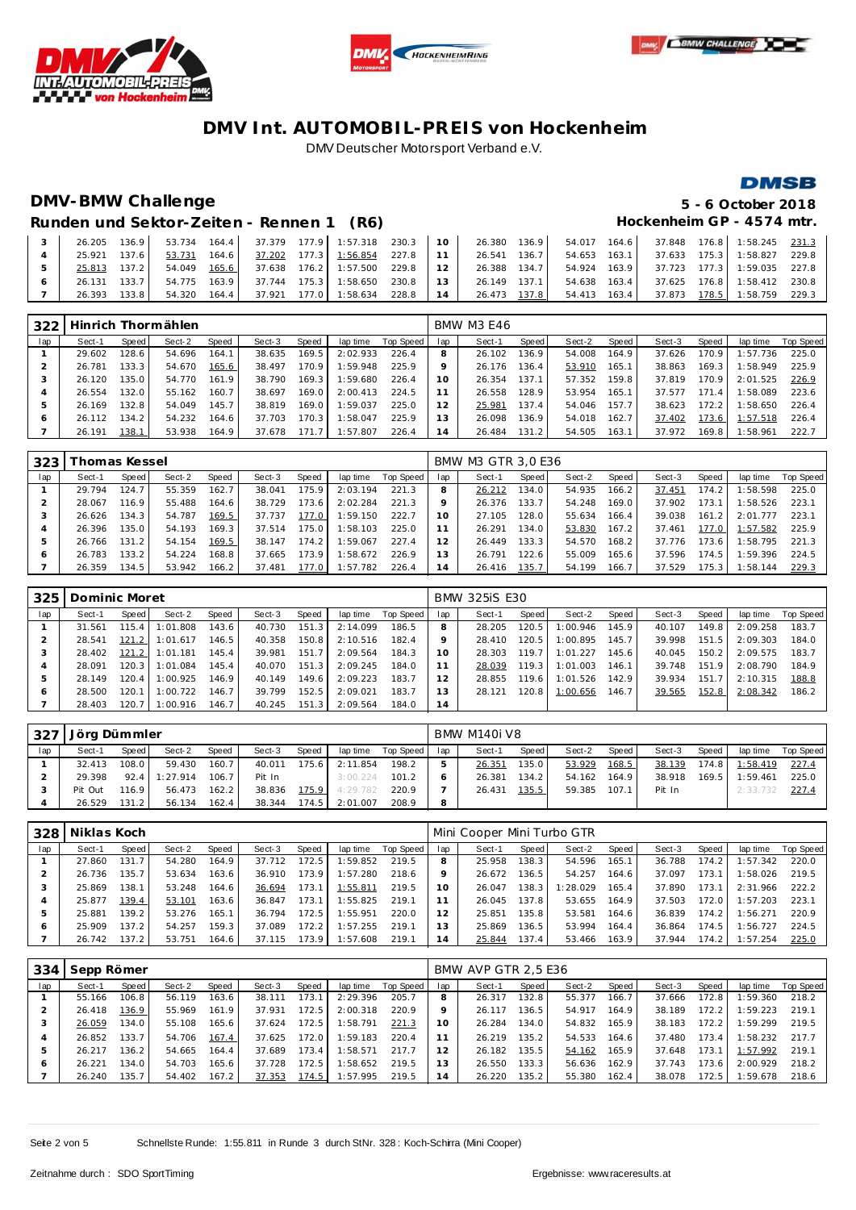# DMV Int. AUTOMOBIL-PREIS von Hockenheim

DMV Deutscher Motorsport Verband e.V.

## DMV-BMW Challenge

**5 - 6 October 2018**

### Runden und Sektor-Zeiten - Rennen 1 (R6)

**Hockenheim GP - 4574 mtr.**

| lap | Sect-1 | Speed | Sect-2 | Speed | Sect-3 | Speed | lap time | Top Speed | lap | Sect-1 | Speed | Sect-2 | Speed | Sect-3 | Speed | lap time | Top Speed |
|---|---|---|---|---|---|---|---|---|---|---|---|---|---|---|---|---|---|
| 3 | 26.205 | 136.9 | 53.734 | 164.4 | 37.379 | 177.9 | 1:57.318 | 230.3 | 10 | 26.380 | 136.9 | 54.017 | 164.6 | 37.848 | 176.8 | 1:58.245 | 231.3 |
| 4 | 25.921 | 137.6 | 53.731 | 164.6 | 37.202 | 177.3 | 1:56.854 | 227.8 | 11 | 26.541 | 136.7 | 54.653 | 163.1 | 37.633 | 175.3 | 1:58.827 | 229.8 |
| 5 | 25.813 | 137.2 | 54.049 | 165.6 | 37.638 | 176.2 | 1:57.500 | 229.8 | 12 | 26.388 | 134.7 | 54.924 | 163.9 | 37.723 | 177.3 | 1:59.035 | 227.8 |
| 6 | 26.131 | 133.7 | 54.775 | 163.9 | 37.744 | 175.3 | 1:58.650 | 230.8 | 13 | 26.149 | 137.1 | 54.638 | 163.4 | 37.625 | 176.8 | 1:58.412 | 230.8 |
| 7 | 26.393 | 133.8 | 54.320 | 164.4 | 37.921 | 177.0 | 1:58.634 | 228.8 | 14 | 26.473 | 137.8 | 54.413 | 163.4 | 37.873 | 178.5 | 1:58.759 | 229.3 |

**322 Hinrich Thormählen** — BMW M3 E46

| lap | Sect-1 | Speed | Sect-2 | Speed | Sect-3 | Speed | lap time | Top Speed | lap | Sect-1 | Speed | Sect-2 | Speed | Sect-3 | Speed | lap time | Top Speed |
|---|---|---|---|---|---|---|---|---|---|---|---|---|---|---|---|---|---|
| 1 | 29.602 | 128.6 | 54.696 | 164.1 | 38.635 | 169.5 | 2:02.933 | 226.4 | 8 | 26.102 | 136.9 | 54.008 | 164.9 | 37.626 | 170.9 | 1:57.736 | 225.0 |
| 2 | 26.781 | 133.3 | 54.670 | 165.6 | 38.497 | 170.9 | 1:59.948 | 225.9 | 9 | 26.176 | 136.4 | 53.910 | 165.1 | 38.863 | 169.3 | 1:58.949 | 225.9 |
| 3 | 26.120 | 135.0 | 54.770 | 161.9 | 38.790 | 169.3 | 1:59.680 | 226.4 | 10 | 26.354 | 137.1 | 57.352 | 159.8 | 37.819 | 170.9 | 2:01.525 | 226.9 |
| 4 | 26.554 | 132.0 | 55.162 | 160.7 | 38.697 | 169.0 | 2:00.413 | 224.5 | 11 | 26.558 | 128.9 | 53.954 | 165.1 | 37.577 | 171.4 | 1:58.089 | 223.6 |
| 5 | 26.169 | 132.8 | 54.049 | 145.7 | 38.819 | 169.0 | 1:59.037 | 225.0 | 12 | 25.981 | 137.4 | 54.046 | 157.7 | 38.623 | 172.2 | 1:58.650 | 226.4 |
| 6 | 26.112 | 134.2 | 54.232 | 164.6 | 37.703 | 170.3 | 1:58.047 | 225.9 | 13 | 26.098 | 136.9 | 54.018 | 162.7 | 37.402 | 173.6 | 1:57.518 | 226.4 |
| 7 | 26.191 | 138.1 | 53.938 | 164.9 | 37.678 | 171.7 | 1:57.807 | 226.4 | 14 | 26.484 | 131.2 | 54.505 | 163.1 | 37.972 | 169.8 | 1:58.961 | 222.7 |

**323 Thomas Kessel** — BMW M3 GTR 3,0 E36

| lap | Sect-1 | Speed | Sect-2 | Speed | Sect-3 | Speed | lap time | Top Speed | lap | Sect-1 | Speed | Sect-2 | Speed | Sect-3 | Speed | lap time | Top Speed |
|---|---|---|---|---|---|---|---|---|---|---|---|---|---|---|---|---|---|
| 1 | 29.794 | 124.7 | 55.359 | 162.7 | 38.041 | 175.9 | 2:03.194 | 221.3 | 8 | 26.212 | 134.0 | 54.935 | 166.2 | 37.451 | 174.2 | 1:58.598 | 225.0 |
| 2 | 28.067 | 116.9 | 55.488 | 164.6 | 38.729 | 173.6 | 2:02.284 | 221.3 | 9 | 26.376 | 133.7 | 54.248 | 169.0 | 37.902 | 173.1 | 1:58.526 | 223.1 |
| 3 | 26.626 | 134.3 | 54.787 | 169.5 | 37.737 | 177.0 | 1:59.150 | 222.7 | 10 | 27.105 | 128.0 | 55.634 | 166.4 | 39.038 | 161.2 | 2:01.777 | 223.1 |
| 4 | 26.396 | 135.0 | 54.193 | 169.3 | 37.514 | 175.0 | 1:58.103 | 225.0 | 11 | 26.291 | 134.0 | 53.830 | 167.2 | 37.461 | 177.0 | 1:57.582 | 225.9 |
| 5 | 26.766 | 131.2 | 54.154 | 169.5 | 38.147 | 174.2 | 1:59.067 | 227.4 | 12 | 26.449 | 133.3 | 54.570 | 168.2 | 37.776 | 173.6 | 1:58.795 | 221.3 |
| 6 | 26.783 | 133.2 | 54.224 | 168.8 | 37.665 | 173.9 | 1:58.672 | 226.9 | 13 | 26.791 | 122.6 | 55.009 | 165.6 | 37.596 | 174.5 | 1:59.396 | 224.5 |
| 7 | 26.359 | 134.5 | 53.942 | 166.2 | 37.481 | 177.0 | 1:57.782 | 226.4 | 14 | 26.416 | 135.7 | 54.199 | 166.7 | 37.529 | 175.3 | 1:58.144 | 229.3 |

**325 Dominic Moret** — BMW 325iS E30

| lap | Sect-1 | Speed | Sect-2 | Speed | Sect-3 | Speed | lap time | Top Speed | lap | Sect-1 | Speed | Sect-2 | Speed | Sect-3 | Speed | lap time | Top Speed |
|---|---|---|---|---|---|---|---|---|---|---|---|---|---|---|---|---|---|
| 1 | 31.561 | 115.4 | 1:01.808 | 143.6 | 40.730 | 151.3 | 2:14.099 | 186.5 | 8 | 28.205 | 120.5 | 1:00.946 | 145.9 | 40.107 | 149.8 | 2:09.258 | 183.7 |
| 2 | 28.541 | 121.2 | 1:01.617 | 146.5 | 40.358 | 150.8 | 2:10.516 | 182.4 | 9 | 28.410 | 120.5 | 1:00.895 | 145.7 | 39.998 | 151.5 | 2:09.303 | 184.0 |
| 3 | 28.402 | 121.2 | 1:01.181 | 145.4 | 39.981 | 151.7 | 2:09.564 | 184.3 | 10 | 28.303 | 119.7 | 1:01.227 | 145.6 | 40.045 | 150.2 | 2:09.575 | 183.7 |
| 4 | 28.091 | 120.3 | 1:01.084 | 145.4 | 40.070 | 151.3 | 2:09.245 | 184.0 | 11 | 28.039 | 119.3 | 1:01.003 | 146.1 | 39.748 | 151.9 | 2:08.790 | 184.9 |
| 5 | 28.149 | 120.4 | 1:00.925 | 146.9 | 40.149 | 149.6 | 2:09.223 | 183.7 | 12 | 28.855 | 119.6 | 1:01.526 | 142.9 | 39.934 | 151.7 | 2:10.315 | 188.8 |
| 6 | 28.500 | 120.1 | 1:00.722 | 146.7 | 39.799 | 152.5 | 2:09.021 | 183.7 | 13 | 28.121 | 120.8 | 1:00.656 | 146.7 | 39.565 | 152.8 | 2:08.342 | 186.2 |
| 7 | 28.403 | 120.7 | 1:00.916 | 146.7 | 40.245 | 151.3 | 2:09.564 | 184.0 | 14 | | | | | | | | |

**327 Jörg Dümmler** — BMW M140i V8

| lap | Sect-1 | Speed | Sect-2 | Speed | Sect-3 | Speed | lap time | Top Speed | lap | Sect-1 | Speed | Sect-2 | Speed | Sect-3 | Speed | lap time | Top Speed |
|---|---|---|---|---|---|---|---|---|---|---|---|---|---|---|---|---|---|
| 1 | 32.413 | 108.0 | 59.430 | 160.7 | 40.011 | 175.6 | 2:11.854 | 198.2 | 5 | 26.351 | 135.0 | 53.929 | 168.5 | 38.139 | 174.8 | 1:58.419 | 227.4 |
| 2 | 29.398 | 92.4 | 1:27.914 | 106.7 | Pit In | | 3:00.224 | 101.2 | 6 | 26.381 | 134.2 | 54.162 | 164.9 | 38.918 | 169.5 | 1:59.461 | 225.0 |
| 3 | Pit Out | 116.9 | 56.473 | 162.2 | 38.836 | 175.9 | 4:29.782 | 220.9 | 7 | 26.431 | 135.5 | 59.385 | 107.1 | Pit In | | 2:33.732 | 227.4 |
| 4 | 26.529 | 131.2 | 56.134 | 162.4 | 38.344 | 174.5 | 2:01.007 | 208.9 | 8 | | | | | | | | |

**328 Niklas Koch** — Mini Cooper Mini Turbo GTR

| lap | Sect-1 | Speed | Sect-2 | Speed | Sect-3 | Speed | lap time | Top Speed | lap | Sect-1 | Speed | Sect-2 | Speed | Sect-3 | Speed | lap time | Top Speed |
|---|---|---|---|---|---|---|---|---|---|---|---|---|---|---|---|---|---|
| 1 | 27.860 | 131.7 | 54.280 | 164.9 | 37.712 | 172.5 | 1:59.852 | 219.5 | 8 | 25.958 | 138.3 | 54.596 | 165.1 | 36.788 | 174.2 | 1:57.342 | 220.0 |
| 2 | 26.736 | 135.7 | 53.634 | 163.6 | 36.910 | 173.9 | 1:57.280 | 218.6 | 9 | 26.672 | 136.5 | 54.257 | 164.6 | 37.097 | 173.1 | 1:58.026 | 219.5 |
| 3 | 25.869 | 138.1 | 53.248 | 164.6 | 36.694 | 173.1 | 1:55.811 | 219.5 | 10 | 26.047 | 138.3 | 1:28.029 | 165.4 | 37.890 | 173.1 | 2:31.966 | 222.2 |
| 4 | 25.877 | 139.4 | 53.101 | 163.6 | 36.847 | 173.1 | 1:55.825 | 219.1 | 11 | 26.045 | 137.8 | 53.655 | 164.9 | 37.503 | 172.0 | 1:57.203 | 223.1 |
| 5 | 25.881 | 139.2 | 53.276 | 165.1 | 36.794 | 172.5 | 1:55.951 | 220.0 | 12 | 25.851 | 135.8 | 53.581 | 164.6 | 36.839 | 174.2 | 1:56.271 | 220.9 |
| 6 | 25.909 | 137.2 | 54.257 | 159.3 | 37.089 | 172.2 | 1:57.255 | 219.1 | 13 | 25.869 | 136.5 | 53.994 | 164.6 | 36.864 | 174.5 | 1:56.727 | 224.5 |
| 7 | 26.742 | 137.2 | 53.751 | 164.6 | 37.115 | 173.9 | 1:57.608 | 219.1 | 14 | 25.844 | 137.4 | 53.466 | 163.9 | 37.944 | 174.2 | 1:57.254 | 225.0 |

**334 Sepp Römer** — BMW AVP GTR 2,5 E36

| lap | Sect-1 | Speed | Sect-2 | Speed | Sect-3 | Speed | lap time | Top Speed | lap | Sect-1 | Speed | Sect-2 | Speed | Sect-3 | Speed | lap time | Top Speed |
|---|---|---|---|---|---|---|---|---|---|---|---|---|---|---|---|---|---|
| 1 | 55.166 | 106.8 | 56.119 | 163.6 | 38.111 | 173.1 | 2:29.396 | 205.7 | 8 | 26.317 | 132.8 | 55.377 | 166.7 | 37.666 | 172.8 | 1:59.360 | 218.2 |
| 2 | 26.418 | 136.9 | 55.969 | 161.9 | 37.931 | 172.5 | 2:00.318 | 220.9 | 9 | 26.117 | 136.5 | 54.917 | 164.9 | 38.189 | 172.2 | 1:59.223 | 219.1 |
| 3 | 26.059 | 134.0 | 55.108 | 165.6 | 37.624 | 172.5 | 1:58.791 | 221.3 | 10 | 26.284 | 134.0 | 54.832 | 165.9 | 38.183 | 172.2 | 1:59.299 | 219.5 |
| 4 | 26.852 | 133.7 | 54.706 | 167.4 | 37.625 | 172.0 | 1:59.183 | 220.4 | 11 | 26.219 | 135.2 | 54.533 | 164.6 | 37.480 | 173.4 | 1:58.232 | 217.7 |
| 5 | 26.217 | 136.2 | 54.665 | 164.4 | 37.689 | 173.4 | 1:58.571 | 217.7 | 12 | 26.182 | 135.5 | 54.162 | 165.9 | 37.648 | 173.1 | 1:57.992 | 219.1 |
| 6 | 26.221 | 134.0 | 54.703 | 165.6 | 37.728 | 172.5 | 1:58.652 | 219.5 | 13 | 26.550 | 133.3 | 56.636 | 162.9 | 37.743 | 173.6 | 2:00.929 | 218.2 |
| 7 | 26.240 | 135.7 | 54.402 | 167.2 | 37.353 | 174.5 | 1:57.995 | 219.5 | 14 | 26.220 | 135.2 | 55.380 | 162.4 | 38.078 | 172.5 | 1:59.678 | 218.6 |

Schnellste Runde: 1:55.811 in Runde 3 durch StNr. 328 : Koch-Schirra (Mini Cooper)

Zeitnahme durch : SDO SportTiming

Ergebnisse: www.raceresults.at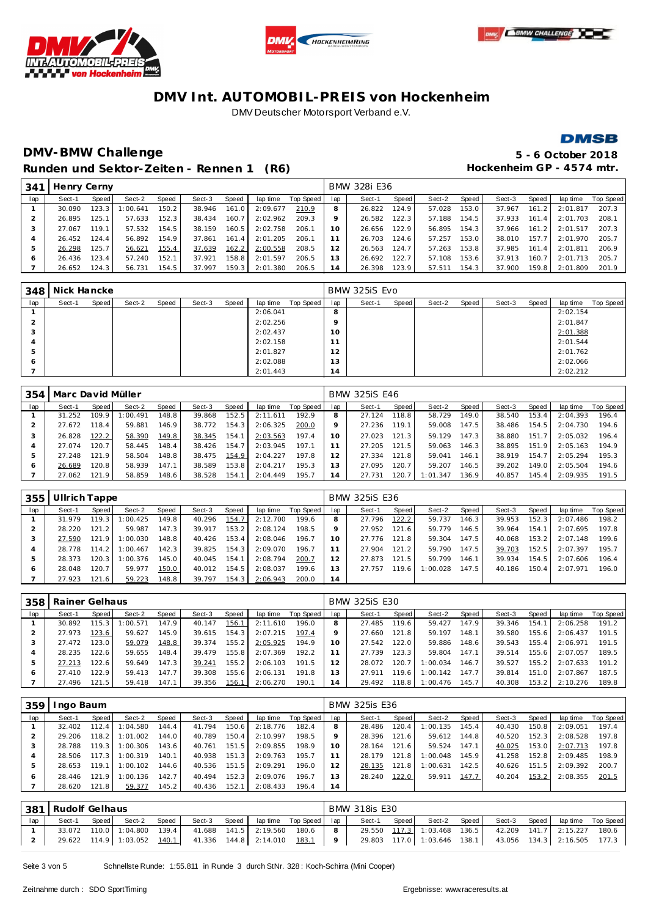# DMV Int. AUTOMOBIL-PREIS von Hockenheim

DMV Deutscher Motorsport Verband e.V.

## DMV-BMW Challenge

**5 - 6 October 2018**

### Runden und Sektor-Zeiten - Rennen 1 (R6)

**Hockenheim GP - 4574 mtr.**

| 341 | Henry Cerny | | | | | | | | BMW 328i E36 | | | | | | | | |
|---|---|---|---|---|---|---|---|---|---|---|---|---|---|---|---|---|---|
| lap | Sect-1 | Speed | Sect-2 | Speed | Sect-3 | Speed | lap time | Top Speed | lap | Sect-1 | Speed | Sect-2 | Speed | Sect-3 | Speed | lap time | Top Speed |
| 1 | 30.090 | 123.3 | 1:00.641 | 150.2 | 38.946 | 161.0 | 2:09.677 | 210.9 | 8 | 26.822 | 124.9 | 57.028 | 153.0 | 37.967 | 161.2 | 2:01.817 | 207.3 |
| 2 | 26.895 | 125.1 | 57.633 | 152.3 | 38.434 | 160.7 | 2:02.962 | 209.3 | 9 | 26.582 | 122.3 | 57.188 | 154.5 | 37.933 | 161.4 | 2:01.703 | 208.1 |
| 3 | 27.067 | 119.1 | 57.532 | 154.5 | 38.159 | 160.5 | 2:02.758 | 206.1 | 10 | 26.656 | 122.9 | 56.895 | 154.3 | 37.966 | 161.2 | 2:01.517 | 207.3 |
| 4 | 26.452 | 124.4 | 56.892 | 154.9 | 37.861 | 161.4 | 2:01.205 | 206.1 | 11 | 26.703 | 124.6 | 57.257 | 153.0 | 38.010 | 157.7 | 2:01.970 | 205.7 |
| 5 | 26.298 | 125.7 | 56.621 | 155.4 | 37.639 | 162.2 | 2:00.558 | 208.5 | 12 | 26.563 | 124.7 | 57.263 | 153.8 | 37.985 | 161.4 | 2:01.811 | 206.9 |
| 6 | 26.436 | 123.4 | 57.240 | 152.1 | 37.921 | 158.8 | 2:01.597 | 206.5 | 13 | 26.692 | 122.7 | 57.108 | 153.6 | 37.913 | 160.7 | 2:01.713 | 205.7 |
| 7 | 26.652 | 124.3 | 56.731 | 154.5 | 37.997 | 159.3 | 2:01.380 | 206.5 | 14 | 26.398 | 123.9 | 57.511 | 154.3 | 37.900 | 159.8 | 2:01.809 | 201.9 |

| 348 | Nick Hancke | | | | | | | | BMW 325iS Evo | | | | | | | | |
|---|---|---|---|---|---|---|---|---|---|---|---|---|---|---|---|---|---|
| lap | Sect-1 | Speed | Sect-2 | Speed | Sect-3 | Speed | lap time | Top Speed | lap | Sect-1 | Speed | Sect-2 | Speed | Sect-3 | Speed | lap time | Top Speed |
| 1 | | | | | | | 2:06.041 | | 8 | | | | | | | 2:02.154 | |
| 2 | | | | | | | 2:02.256 | | 9 | | | | | | | 2:01.847 | |
| 3 | | | | | | | 2:02.437 | | 10 | | | | | | | 2:01.388 | |
| 4 | | | | | | | 2:02.158 | | 11 | | | | | | | 2:01.544 | |
| 5 | | | | | | | 2:01.827 | | 12 | | | | | | | 2:01.762 | |
| 6 | | | | | | | 2:02.088 | | 13 | | | | | | | 2:02.066 | |
| 7 | | | | | | | 2:01.443 | | 14 | | | | | | | 2:02.212 | |

| 354 | Marc David Müller | | | | | | | | BMW 325iS E46 | | | | | | | | |
|---|---|---|---|---|---|---|---|---|---|---|---|---|---|---|---|---|---|
| lap | Sect-1 | Speed | Sect-2 | Speed | Sect-3 | Speed | lap time | Top Speed | lap | Sect-1 | Speed | Sect-2 | Speed | Sect-3 | Speed | lap time | Top Speed |
| 1 | 31.252 | 109.9 | 1:00.491 | 148.8 | 39.868 | 152.5 | 2:11.611 | 192.9 | 8 | 27.124 | 118.8 | 58.729 | 149.0 | 38.540 | 153.4 | 2:04.393 | 196.4 |
| 2 | 27.672 | 118.4 | 59.881 | 146.9 | 38.772 | 154.3 | 2:06.325 | 200.0 | 9 | 27.236 | 119.1 | 59.008 | 147.5 | 38.486 | 154.5 | 2:04.730 | 194.6 |
| 3 | 26.828 | 122.2 | 58.390 | 149.8 | 38.345 | 154.1 | 2:03.563 | 197.4 | 10 | 27.023 | 121.3 | 59.129 | 147.3 | 38.880 | 151.7 | 2:05.032 | 196.4 |
| 4 | 27.074 | 120.7 | 58.445 | 148.4 | 38.426 | 154.7 | 2:03.945 | 197.1 | 11 | 27.205 | 121.5 | 59.063 | 146.3 | 38.895 | 151.9 | 2:05.163 | 194.9 |
| 5 | 27.248 | 121.9 | 58.504 | 148.8 | 38.475 | 154.9 | 2:04.227 | 197.8 | 12 | 27.334 | 121.8 | 59.041 | 146.1 | 38.919 | 154.7 | 2:05.294 | 195.3 |
| 6 | 26.689 | 120.8 | 58.939 | 147.1 | 38.589 | 153.8 | 2:04.217 | 195.3 | 13 | 27.095 | 120.7 | 59.207 | 146.5 | 39.202 | 149.0 | 2:05.504 | 194.6 |
| 7 | 27.062 | 121.9 | 58.859 | 148.6 | 38.528 | 154.1 | 2:04.449 | 195.7 | 14 | 27.731 | 120.7 | 1:01.347 | 136.9 | 40.857 | 145.4 | 2:09.935 | 191.5 |

| 355 | Ullrich Tappe | | | | | | | | BMW 325iS E36 | | | | | | | | |
|---|---|---|---|---|---|---|---|---|---|---|---|---|---|---|---|---|---|
| lap | Sect-1 | Speed | Sect-2 | Speed | Sect-3 | Speed | lap time | Top Speed | lap | Sect-1 | Speed | Sect-2 | Speed | Sect-3 | Speed | lap time | Top Speed |
| 1 | 31.979 | 119.3 | 1:00.425 | 149.8 | 40.296 | 154.7 | 2:12.700 | 199.6 | 8 | 27.796 | 122.2 | 59.737 | 146.3 | 39.953 | 152.3 | 2:07.486 | 198.2 |
| 2 | 28.220 | 121.2 | 59.987 | 147.3 | 39.917 | 153.2 | 2:08.124 | 198.5 | 9 | 27.952 | 121.6 | 59.779 | 146.5 | 39.964 | 154.1 | 2:07.695 | 197.8 |
| 3 | 27.590 | 121.9 | 1:00.030 | 148.8 | 40.426 | 153.4 | 2:08.046 | 196.7 | 10 | 27.776 | 121.8 | 59.304 | 147.5 | 40.068 | 153.2 | 2:07.148 | 199.6 |
| 4 | 28.778 | 114.2 | 1:00.467 | 142.3 | 39.825 | 154.3 | 2:09.070 | 196.7 | 11 | 27.904 | 121.2 | 59.790 | 147.5 | 39.703 | 152.5 | 2:07.397 | 195.7 |
| 5 | 28.373 | 120.3 | 1:00.376 | 145.0 | 40.045 | 154.1 | 2:08.794 | 200.7 | 12 | 27.873 | 121.5 | 59.799 | 146.1 | 39.934 | 154.5 | 2:07.606 | 196.4 |
| 6 | 28.048 | 120.7 | 59.977 | 150.0 | 40.012 | 154.5 | 2:08.037 | 199.6 | 13 | 27.757 | 119.6 | 1:00.028 | 147.5 | 40.186 | 150.4 | 2:07.971 | 196.0 |
| 7 | 27.923 | 121.6 | 59.223 | 148.8 | 39.797 | 154.3 | 2:06.943 | 200.0 | 14 | | | | | | | | |

| 358 | Rainer Gelhaus | | | | | | | | BMW 325iS E30 | | | | | | | | |
|---|---|---|---|---|---|---|---|---|---|---|---|---|---|---|---|---|---|
| lap | Sect-1 | Speed | Sect-2 | Speed | Sect-3 | Speed | lap time | Top Speed | lap | Sect-1 | Speed | Sect-2 | Speed | Sect-3 | Speed | lap time | Top Speed |
| 1 | 30.892 | 115.3 | 1:00.571 | 147.9 | 40.147 | 156.1 | 2:11.610 | 196.0 | 8 | 27.485 | 119.6 | 59.427 | 147.9 | 39.346 | 154.1 | 2:06.258 | 191.2 |
| 2 | 27.973 | 123.6 | 59.627 | 145.9 | 39.615 | 154.3 | 2:07.215 | 197.4 | 9 | 27.660 | 121.8 | 59.197 | 148.1 | 39.580 | 155.6 | 2:06.437 | 191.5 |
| 3 | 27.472 | 123.0 | 59.079 | 148.8 | 39.374 | 155.2 | 2:05.925 | 194.9 | 10 | 27.542 | 122.0 | 59.886 | 148.6 | 39.543 | 155.4 | 2:06.971 | 191.5 |
| 4 | 28.235 | 122.6 | 59.655 | 148.4 | 39.479 | 155.8 | 2:07.369 | 192.2 | 11 | 27.739 | 123.3 | 59.804 | 147.1 | 39.514 | 155.6 | 2:07.057 | 189.5 |
| 5 | 27.213 | 122.6 | 59.649 | 147.3 | 39.241 | 155.2 | 2:06.103 | 191.5 | 12 | 28.072 | 120.7 | 1:00.034 | 146.7 | 39.527 | 155.2 | 2:07.633 | 191.2 |
| 6 | 27.410 | 122.9 | 59.413 | 147.7 | 39.308 | 155.6 | 2:06.131 | 191.8 | 13 | 27.911 | 119.6 | 1:00.142 | 147.7 | 39.814 | 151.0 | 2:07.867 | 187.5 |
| 7 | 27.496 | 121.5 | 59.418 | 147.1 | 39.356 | 156.1 | 2:06.270 | 190.1 | 14 | 29.492 | 118.8 | 1:00.476 | 145.7 | 40.308 | 153.2 | 2:10.276 | 189.8 |

| 359 | Ingo Baum | | | | | | | | BMW 325is E36 | | | | | | | | |
|---|---|---|---|---|---|---|---|---|---|---|---|---|---|---|---|---|---|
| lap | Sect-1 | Speed | Sect-2 | Speed | Sect-3 | Speed | lap time | Top Speed | lap | Sect-1 | Speed | Sect-2 | Speed | Sect-3 | Speed | lap time | Top Speed |
| 1 | 32.402 | 112.4 | 1:04.580 | 144.4 | 41.794 | 150.6 | 2:18.776 | 182.4 | 8 | 28.486 | 120.4 | 1:00.135 | 145.4 | 40.430 | 150.8 | 2:09.051 | 197.4 |
| 2 | 29.206 | 118.2 | 1:01.002 | 144.0 | 40.789 | 150.4 | 2:10.997 | 198.5 | 9 | 28.396 | 121.6 | 59.612 | 144.8 | 40.520 | 152.3 | 2:08.528 | 197.8 |
| 3 | 28.788 | 119.3 | 1:00.306 | 143.6 | 40.761 | 151.5 | 2:09.855 | 198.9 | 10 | 28.164 | 121.6 | 59.524 | 147.1 | 40.025 | 153.0 | 2:07.713 | 197.8 |
| 4 | 28.506 | 117.3 | 1:00.319 | 140.1 | 40.938 | 151.3 | 2:09.763 | 195.7 | 11 | 28.179 | 121.8 | 1:00.048 | 145.9 | 41.258 | 152.8 | 2:09.485 | 198.9 |
| 5 | 28.653 | 119.1 | 1:00.102 | 144.6 | 40.536 | 151.5 | 2:09.291 | 196.0 | 12 | 28.135 | 121.8 | 1:00.631 | 142.5 | 40.626 | 151.5 | 2:09.392 | 200.7 |
| 6 | 28.446 | 121.9 | 1:00.136 | 142.7 | 40.494 | 152.3 | 2:09.076 | 196.7 | 13 | 28.240 | 122.0 | 59.911 | 147.7 | 40.204 | 153.2 | 2:08.355 | 201.5 |
| 7 | 28.620 | 121.8 | 59.377 | 145.2 | 40.436 | 152.1 | 2:08.433 | 196.4 | 14 | | | | | | | | |

| 381 | Rudolf Gelhaus | | | | | | | | BMW 318is E30 | | | | | | | | |
|---|---|---|---|---|---|---|---|---|---|---|---|---|---|---|---|---|---|
| lap | Sect-1 | Speed | Sect-2 | Speed | Sect-3 | Speed | lap time | Top Speed | lap | Sect-1 | Speed | Sect-2 | Speed | Sect-3 | Speed | lap time | Top Speed |
| 1 | 33.072 | 110.0 | 1:04.800 | 139.4 | 41.688 | 141.5 | 2:19.560 | 180.6 | 8 | 29.550 | 117.3 | 1:03.468 | 136.5 | 42.209 | 141.7 | 2:15.227 | 180.6 |
| 2 | 29.622 | 114.9 | 1:03.052 | 140.1 | 41.336 | 144.8 | 2:14.010 | 183.1 | 9 | 29.803 | 117.0 | 1:03.646 | 138.1 | 43.056 | 134.3 | 2:16.505 | 177.3 |

Schnellste Runde: 1:55.811 in Runde 3 durch StNr. 328 : Koch-Schirra (Mini Cooper)

Zeitnahme durch : SDO SportTiming

Ergebnisse: www.raceresults.at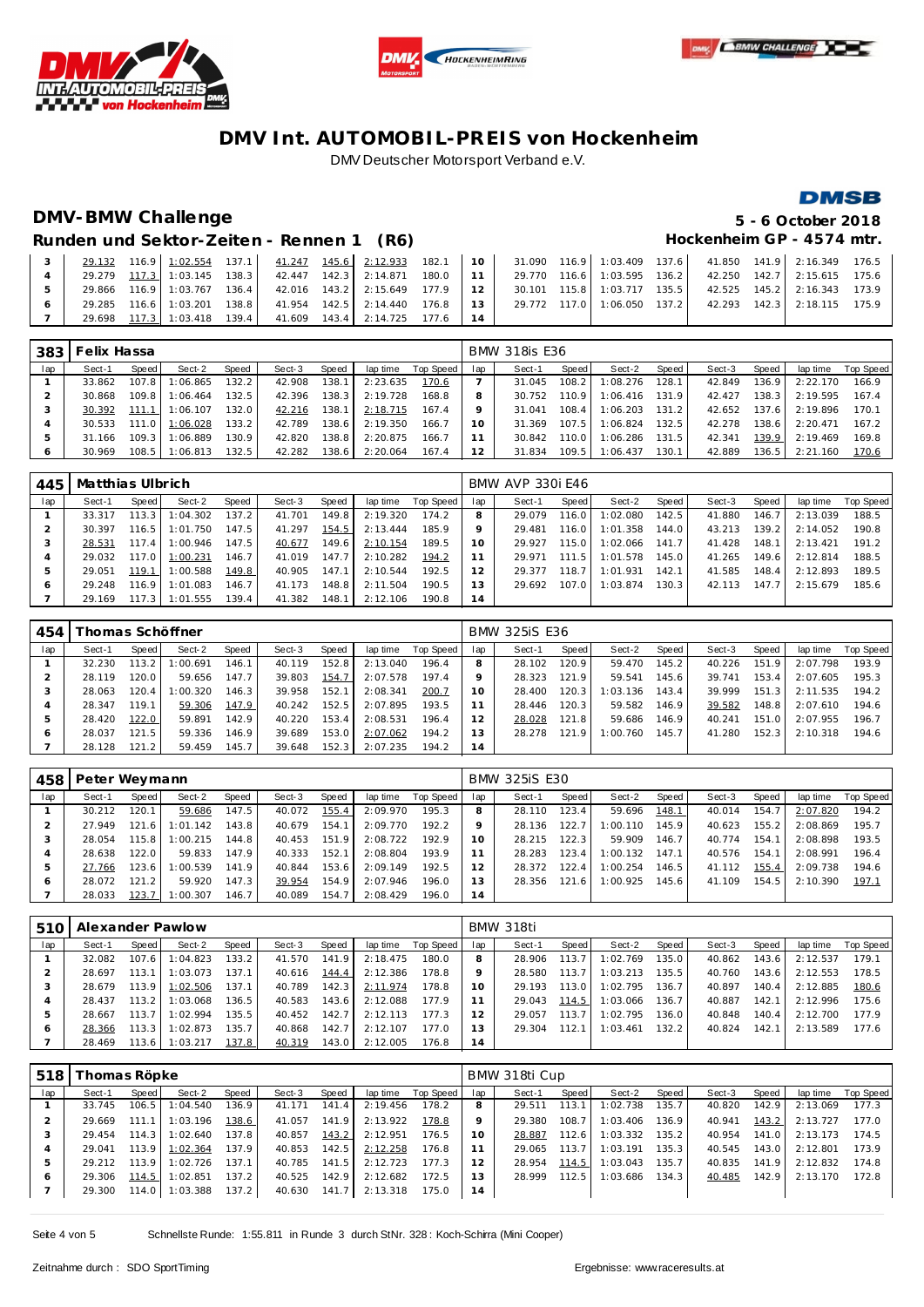# DMV Int. AUTOMOBIL-PREIS von Hockenheim

DMV Deutscher Motorsport Verband e.V.

## DMV-BMW Challenge

5 - 6 October 2018

### Runden und Sektor-Zeiten - Rennen 1 (R6)

Hockenheim GP - 4574 mtr.

| lap | Sect-1 | Speed | Sect-2 | Speed | Sect-3 | Speed | lap time | Top Speed | lap | Sect-1 | Speed | Sect-2 | Speed | Sect-3 | Speed | lap time | Top Speed |
|---|---|---|---|---|---|---|---|---|---|---|---|---|---|---|---|---|---|
| 3 | 29.132 | 116.9 | 1:02.554 | 137.1 | 41.247 | 145.6 | 2:12.933 | 182.1 | 10 | 31.090 | 116.9 | 1:03.409 | 137.6 | 41.850 | 141.9 | 2:16.349 | 176.5 |
| 4 | 29.279 | 117.3 | 1:03.145 | 138.3 | 42.447 | 142.3 | 2:14.871 | 180.0 | 11 | 29.770 | 116.6 | 1:03.595 | 136.2 | 42.250 | 142.7 | 2:15.615 | 175.6 |
| 5 | 29.866 | 116.9 | 1:03.767 | 136.4 | 42.016 | 143.2 | 2:15.649 | 177.9 | 12 | 30.101 | 115.8 | 1:03.717 | 135.5 | 42.525 | 145.2 | 2:16.343 | 173.9 |
| 6 | 29.285 | 116.6 | 1:03.201 | 138.8 | 41.954 | 142.5 | 2:14.440 | 176.8 | 13 | 29.772 | 117.0 | 1:06.050 | 137.2 | 42.293 | 142.3 | 2:18.115 | 175.9 |
| 7 | 29.698 | 117.3 | 1:03.418 | 139.4 | 41.609 | 143.4 | 2:14.725 | 177.6 | 14 | | | | | | | | |

**383 Felix Hassa** — BMW 318is E36

| lap | Sect-1 | Speed | Sect-2 | Speed | Sect-3 | Speed | lap time | Top Speed | lap | Sect-1 | Speed | Sect-2 | Speed | Sect-3 | Speed | lap time | Top Speed |
|---|---|---|---|---|---|---|---|---|---|---|---|---|---|---|---|---|---|
| 1 | 33.862 | 107.8 | 1:06.865 | 132.2 | 42.908 | 138.1 | 2:23.635 | 170.6 | 7 | 31.045 | 108.2 | 1:08.276 | 128.1 | 42.849 | 136.9 | 2:22.170 | 166.9 |
| 2 | 30.868 | 109.8 | 1:06.464 | 132.5 | 42.396 | 138.3 | 2:19.728 | 168.8 | 8 | 30.752 | 110.9 | 1:06.416 | 131.9 | 42.427 | 138.3 | 2:19.595 | 167.4 |
| 3 | 30.392 | 111.1 | 1:06.107 | 132.0 | 42.216 | 138.1 | 2:18.715 | 167.4 | 9 | 31.041 | 108.4 | 1:06.203 | 131.2 | 42.652 | 137.6 | 2:19.896 | 170.1 |
| 4 | 30.533 | 111.0 | 1:06.028 | 133.2 | 42.789 | 138.6 | 2:19.350 | 166.7 | 10 | 31.369 | 107.5 | 1:06.824 | 132.5 | 42.278 | 138.6 | 2:20.471 | 167.2 |
| 5 | 31.166 | 109.3 | 1:06.889 | 130.9 | 42.820 | 138.8 | 2:20.875 | 166.7 | 11 | 30.842 | 110.0 | 1:06.286 | 131.5 | 42.341 | 139.9 | 2:19.469 | 169.8 |
| 6 | 30.969 | 108.5 | 1:06.813 | 132.5 | 42.282 | 138.6 | 2:20.064 | 167.4 | 12 | 31.834 | 109.5 | 1:06.437 | 130.1 | 42.889 | 136.5 | 2:21.160 | 170.6 |

**445 Matthias Ulbrich** — BMW AVP 330i E46

| lap | Sect-1 | Speed | Sect-2 | Speed | Sect-3 | Speed | lap time | Top Speed | lap | Sect-1 | Speed | Sect-2 | Speed | Sect-3 | Speed | lap time | Top Speed |
|---|---|---|---|---|---|---|---|---|---|---|---|---|---|---|---|---|---|
| 1 | 33.317 | 113.3 | 1:04.302 | 137.2 | 41.701 | 149.8 | 2:19.320 | 174.2 | 8 | 29.079 | 116.0 | 1:02.080 | 142.5 | 41.880 | 146.7 | 2:13.039 | 188.5 |
| 2 | 30.397 | 116.5 | 1:01.750 | 147.5 | 41.297 | 154.5 | 2:13.444 | 185.9 | 9 | 29.481 | 116.0 | 1:01.358 | 144.0 | 43.213 | 139.2 | 2:14.052 | 190.8 |
| 3 | 28.531 | 117.4 | 1:00.946 | 147.5 | 40.677 | 149.6 | 2:10.154 | 189.5 | 10 | 29.927 | 115.0 | 1:02.066 | 141.7 | 41.428 | 148.1 | 2:13.421 | 191.2 |
| 4 | 29.032 | 117.0 | 1:00.231 | 146.7 | 41.019 | 147.7 | 2:10.282 | 194.2 | 11 | 29.971 | 111.5 | 1:01.578 | 145.0 | 41.265 | 149.6 | 2:12.814 | 188.5 |
| 5 | 29.051 | 119.1 | 1:00.588 | 149.8 | 40.905 | 147.1 | 2:10.544 | 192.5 | 12 | 29.377 | 118.7 | 1:01.931 | 142.1 | 41.585 | 148.4 | 2:12.893 | 189.5 |
| 6 | 29.248 | 116.9 | 1:01.083 | 146.7 | 41.173 | 148.8 | 2:11.504 | 190.5 | 13 | 29.692 | 107.0 | 1:03.874 | 130.3 | 42.113 | 147.7 | 2:15.679 | 185.6 |
| 7 | 29.169 | 117.3 | 1:01.555 | 139.4 | 41.382 | 148.1 | 2:12.106 | 190.8 | 14 | | | | | | | | |

**454 Thomas Schöffner** — BMW 325iS E36

| lap | Sect-1 | Speed | Sect-2 | Speed | Sect-3 | Speed | lap time | Top Speed | lap | Sect-1 | Speed | Sect-2 | Speed | Sect-3 | Speed | lap time | Top Speed |
|---|---|---|---|---|---|---|---|---|---|---|---|---|---|---|---|---|---|
| 1 | 32.230 | 113.2 | 1:00.691 | 146.1 | 40.119 | 152.8 | 2:13.040 | 196.4 | 8 | 28.102 | 120.9 | 59.470 | 145.2 | 40.226 | 151.9 | 2:07.798 | 193.9 |
| 2 | 28.119 | 120.0 | 59.656 | 147.7 | 39.803 | 154.7 | 2:07.578 | 197.4 | 9 | 28.323 | 121.9 | 59.541 | 145.6 | 39.741 | 153.4 | 2:07.605 | 195.3 |
| 3 | 28.063 | 120.4 | 1:00.320 | 146.3 | 39.958 | 152.1 | 2:08.341 | 200.7 | 10 | 28.400 | 120.3 | 1:03.136 | 143.4 | 39.999 | 151.3 | 2:11.535 | 194.2 |
| 4 | 28.347 | 119.1 | 59.306 | 147.9 | 40.242 | 152.5 | 2:07.895 | 193.5 | 11 | 28.446 | 120.3 | 59.582 | 146.9 | 39.582 | 148.8 | 2:07.610 | 194.6 |
| 5 | 28.420 | 122.0 | 59.891 | 142.9 | 40.220 | 153.4 | 2:08.531 | 196.4 | 12 | 28.028 | 121.8 | 59.686 | 146.9 | 40.241 | 151.0 | 2:07.955 | 196.7 |
| 6 | 28.037 | 121.5 | 59.336 | 146.9 | 39.689 | 153.0 | 2:07.062 | 194.2 | 13 | 28.278 | 121.9 | 1:00.760 | 145.7 | 41.280 | 152.3 | 2:10.318 | 194.6 |
| 7 | 28.128 | 121.2 | 59.459 | 145.7 | 39.648 | 152.3 | 2:07.235 | 194.2 | 14 | | | | | | | | |

**458 Peter Weymann** — BMW 325iS E30

| lap | Sect-1 | Speed | Sect-2 | Speed | Sect-3 | Speed | lap time | Top Speed | lap | Sect-1 | Speed | Sect-2 | Speed | Sect-3 | Speed | lap time | Top Speed |
|---|---|---|---|---|---|---|---|---|---|---|---|---|---|---|---|---|---|
| 1 | 30.212 | 120.1 | 59.686 | 147.5 | 40.072 | 155.4 | 2:09.970 | 195.3 | 8 | 28.110 | 123.4 | 59.696 | 148.1 | 40.014 | 154.7 | 2:07.820 | 194.2 |
| 2 | 27.949 | 121.6 | 1:01.142 | 143.8 | 40.679 | 154.1 | 2:09.770 | 192.2 | 9 | 28.136 | 122.7 | 1:00.110 | 145.9 | 40.623 | 155.2 | 2:08.869 | 195.7 |
| 3 | 28.054 | 115.8 | 1:00.215 | 144.8 | 40.453 | 151.9 | 2:08.722 | 192.9 | 10 | 28.215 | 122.3 | 59.909 | 146.7 | 40.774 | 154.1 | 2:08.898 | 193.5 |
| 4 | 28.638 | 122.0 | 59.833 | 147.9 | 40.333 | 152.1 | 2:08.804 | 193.9 | 11 | 28.283 | 123.4 | 1:00.132 | 147.1 | 40.576 | 154.1 | 2:08.991 | 196.4 |
| 5 | 27.766 | 123.6 | 1:00.539 | 141.9 | 40.844 | 153.6 | 2:09.149 | 192.5 | 12 | 28.372 | 122.4 | 1:00.254 | 146.5 | 41.112 | 155.4 | 2:09.738 | 194.6 |
| 6 | 28.072 | 121.2 | 59.920 | 147.3 | 39.954 | 154.9 | 2:07.946 | 196.0 | 13 | 28.356 | 121.6 | 1:00.925 | 145.6 | 41.109 | 154.5 | 2:10.390 | 197.1 |
| 7 | 28.033 | 123.7 | 1:00.307 | 146.7 | 40.089 | 154.7 | 2:08.429 | 196.0 | 14 | | | | | | | | |

**510 Alexander Pawlow** — BMW 318ti

| lap | Sect-1 | Speed | Sect-2 | Speed | Sect-3 | Speed | lap time | Top Speed | lap | Sect-1 | Speed | Sect-2 | Speed | Sect-3 | Speed | lap time | Top Speed |
|---|---|---|---|---|---|---|---|---|---|---|---|---|---|---|---|---|---|
| 1 | 32.082 | 107.6 | 1:04.823 | 133.2 | 41.570 | 141.9 | 2:18.475 | 180.0 | 8 | 28.906 | 113.7 | 1:02.769 | 135.0 | 40.862 | 143.6 | 2:12.537 | 179.1 |
| 2 | 28.697 | 113.1 | 1:03.073 | 137.1 | 40.616 | 144.4 | 2:12.386 | 178.8 | 9 | 28.580 | 113.7 | 1:03.213 | 135.5 | 40.760 | 143.6 | 2:12.553 | 178.5 |
| 3 | 28.679 | 113.9 | 1:02.506 | 137.1 | 40.789 | 142.3 | 2:11.974 | 178.8 | 10 | 29.193 | 113.0 | 1:02.795 | 136.7 | 40.897 | 140.4 | 2:12.885 | 180.6 |
| 4 | 28.437 | 113.2 | 1:03.068 | 136.5 | 40.583 | 143.6 | 2:12.088 | 177.9 | 11 | 29.043 | 114.5 | 1:03.066 | 136.7 | 40.887 | 142.1 | 2:12.996 | 175.6 |
| 5 | 28.667 | 113.7 | 1:02.994 | 135.5 | 40.452 | 142.7 | 2:12.113 | 177.3 | 12 | 29.057 | 113.7 | 1:02.795 | 136.0 | 40.848 | 140.4 | 2:12.700 | 177.9 |
| 6 | 28.366 | 113.3 | 1:02.873 | 135.7 | 40.868 | 142.7 | 2:12.107 | 177.0 | 13 | 29.304 | 112.1 | 1:03.461 | 132.2 | 40.824 | 142.1 | 2:13.589 | 177.6 |
| 7 | 28.469 | 113.6 | 1:03.217 | 137.8 | 40.319 | 143.0 | 2:12.005 | 176.8 | 14 | | | | | | | | |

**518 Thomas Röpke** — BMW 318ti Cup

| lap | Sect-1 | Speed | Sect-2 | Speed | Sect-3 | Speed | lap time | Top Speed | lap | Sect-1 | Speed | Sect-2 | Speed | Sect-3 | Speed | lap time | Top Speed |
|---|---|---|---|---|---|---|---|---|---|---|---|---|---|---|---|---|---|
| 1 | 33.745 | 106.5 | 1:04.540 | 136.9 | 41.171 | 141.4 | 2:19.456 | 178.2 | 8 | 29.511 | 113.1 | 1:02.738 | 135.7 | 40.820 | 142.9 | 2:13.069 | 177.3 |
| 2 | 29.669 | 111.1 | 1:03.196 | 138.6 | 41.057 | 141.9 | 2:13.922 | 178.8 | 9 | 29.380 | 108.7 | 1:03.406 | 136.9 | 40.941 | 143.2 | 2:13.727 | 177.0 |
| 3 | 29.454 | 114.3 | 1:02.640 | 137.8 | 40.857 | 143.2 | 2:12.951 | 176.5 | 10 | 28.887 | 112.6 | 1:03.332 | 135.2 | 40.954 | 141.0 | 2:13.173 | 174.5 |
| 4 | 29.041 | 113.9 | 1:02.364 | 137.9 | 40.853 | 142.5 | 2:12.258 | 176.8 | 11 | 29.065 | 113.7 | 1:03.191 | 135.3 | 40.545 | 143.0 | 2:12.801 | 173.9 |
| 5 | 29.212 | 113.9 | 1:02.726 | 137.1 | 40.785 | 141.5 | 2:12.723 | 177.3 | 12 | 28.954 | 114.5 | 1:03.043 | 135.7 | 40.835 | 141.9 | 2:12.832 | 174.8 |
| 6 | 29.306 | 114.5 | 1:02.851 | 137.2 | 40.525 | 142.9 | 2:12.682 | 172.5 | 13 | 28.999 | 112.5 | 1:03.686 | 134.3 | 40.485 | 142.9 | 2:13.170 | 172.8 |
| 7 | 29.300 | 114.0 | 1:03.388 | 137.2 | 40.630 | 141.7 | 2:13.318 | 175.0 | 14 | | | | | | | | |

Schnellste Runde: 1:55.811 in Runde 3 durch StNr. 328 : Koch-Schirra (Mini Cooper)

Zeitnahme durch : SDO SportTiming

Ergebnisse: www.raceresults.at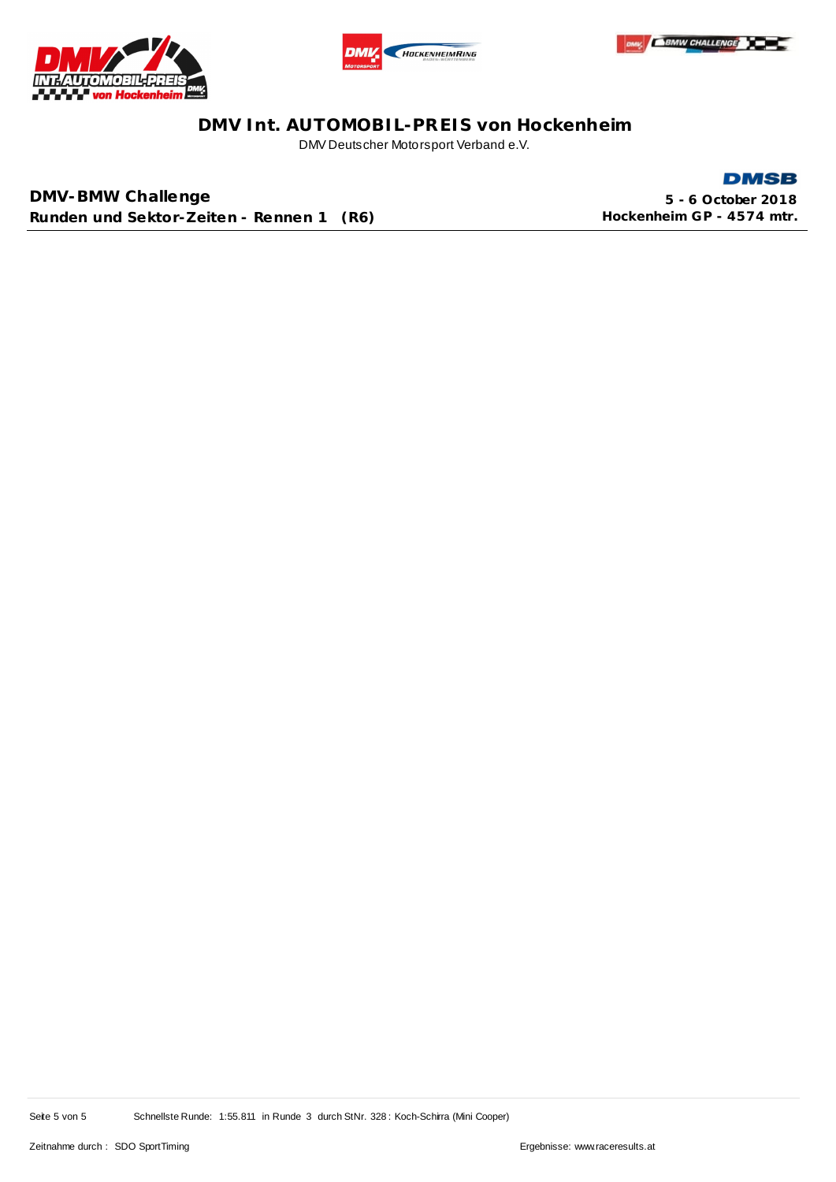# DMV Int. AUTOMOBIL-PREIS von Hockenheim

DMV Deutscher Motorsport Verband e.V.

**DMV-BMW Challenge**

**Runden und Sektor-Zeiten - Rennen 1 (R6)**

**5 - 6 October 2018**

**Hockenheim GP - 4574 mtr.**

Schnellste Runde: 1:55.811 in Runde 3 durch StNr. 328 : Koch-Schirra (Mini Cooper)

Zeitnahme durch : SDO SportTiming

Ergebnisse: www.raceresults.at